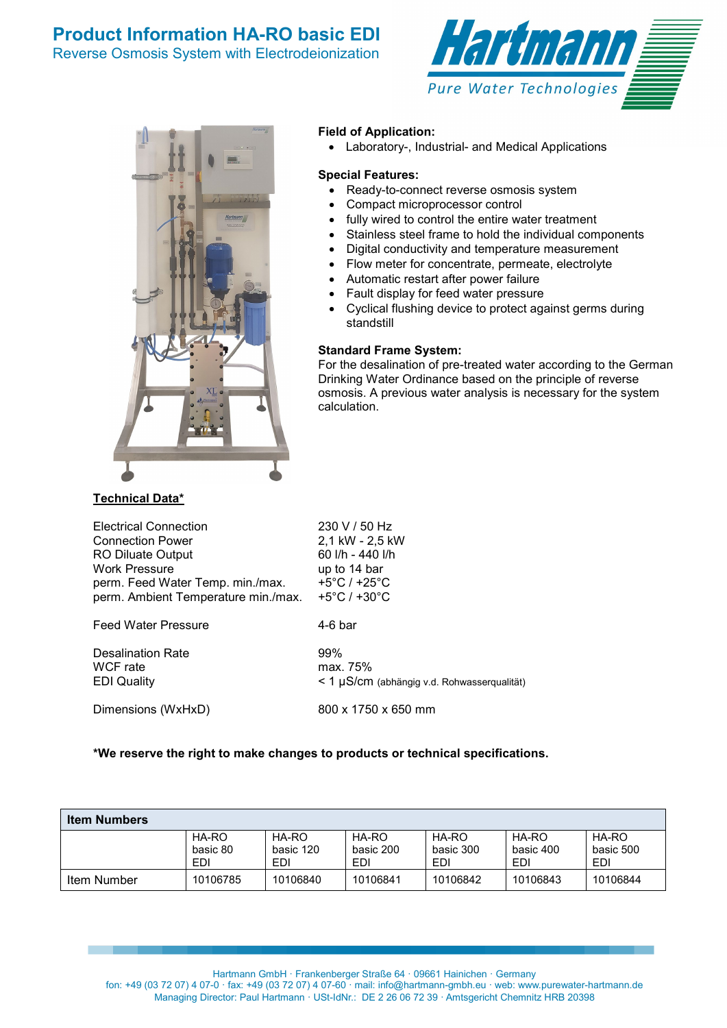# Product Information HA-RO basic EDI

## Reverse Osmosis System with Electrodeionization

Hartmann
Pure Water Technologies

**Field of Application:**

- Laboratory-, Industrial- and Medical Applications

**Special Features:**

- Ready-to-connect reverse osmosis system
- Compact microprocessor control
- fully wired to control the entire water treatment
- Stainless steel frame to hold the individual components
- Digital conductivity and temperature measurement
- Flow meter for concentrate, permeate, electrolyte
- Automatic restart after power failure
- Fault display for feed water pressure
- Cyclical flushing device to protect against germs during standstill

**Standard Frame System:**

For the desalination of pre-treated water according to the German Drinking Water Ordinance based on the principle of reverse osmosis. A previous water analysis is necessary for the system calculation.

**Technical Data***

| | |
|---|---|
| Electrical Connection | 230 V / 50 Hz |
| Connection Power | 2,1 kW - 2,5 kW |
| RO Diluate Output | 60 l/h - 440 l/h |
| Work Pressure | up to 14 bar |
| perm. Feed Water Temp. min./max. | +5°C / +25°C |
| perm. Ambient Temperature min./max. | +5°C / +30°C |
| Feed Water Pressure | 4-6 bar |
| Desalination Rate | 99% |
| WCF rate | max. 75% |
| EDI Quality | < 1 µS/cm (abhängig v.d. Rohwasserqualität) |
| Dimensions (WxHxD) | 800 x 1750 x 650 mm |

**\*We reserve the right to make changes to products or technical specifications.**

| Item Numbers | | | | | | |
|---|---|---|---|---|---|---|
| | HA-RO basic 80 EDI | HA-RO basic 120 EDI | HA-RO basic 200 EDI | HA-RO basic 300 EDI | HA-RO basic 400 EDI | HA-RO basic 500 EDI |
| Item Number | 10106785 | 10106840 | 10106841 | 10106842 | 10106843 | 10106844 |

Hartmann GmbH · Frankenberger Straße 64 · 09661 Hainichen · Germany
fon: +49 (03 72 07) 4 07-0 · fax: +49 (03 72 07) 4 07-60 · mail: info@hartmann-gmbh.eu · web: www.purewater-hartmann.de
Managing Director: Paul Hartmann · USt-IdNr.: DE 2 26 06 72 39 · Amtsgericht Chemnitz HRB 20398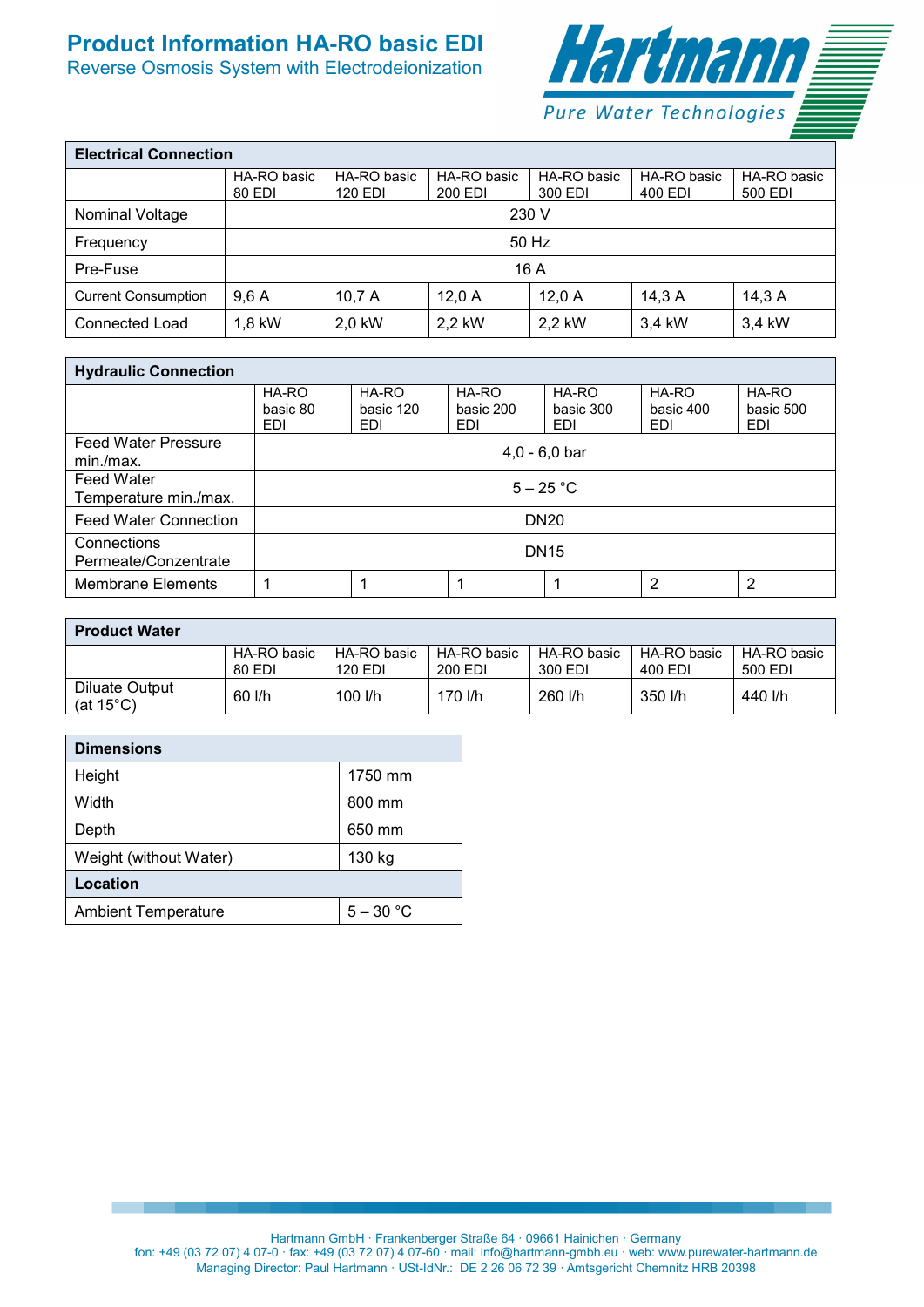# Product Information HA-RO basic EDI

Reverse Osmosis System with Electrodeionization

| Electrical Connection | | | | | | |
|---|---|---|---|---|---|---|
| | HA-RO basic 80 EDI | HA-RO basic 120 EDI | HA-RO basic 200 EDI | HA-RO basic 300 EDI | HA-RO basic 400 EDI | HA-RO basic 500 EDI |
| Nominal Voltage | 230 V | | | | | |
| Frequency | 50 Hz | | | | | |
| Pre-Fuse | 16 A | | | | | |
| Current Consumption | 9,6 A | 10,7 A | 12,0 A | 12,0 A | 14,3 A | 14,3 A |
| Connected Load | 1,8 kW | 2,0 kW | 2,2 kW | 2,2 kW | 3,4 kW | 3,4 kW |

| Hydraulic Connection | | | | | | |
|---|---|---|---|---|---|---|
| | HA-RO basic 80 EDI | HA-RO basic 120 EDI | HA-RO basic 200 EDI | HA-RO basic 300 EDI | HA-RO basic 400 EDI | HA-RO basic 500 EDI |
| Feed Water Pressure min./max. | 4,0 - 6,0 bar | | | | | |
| Feed Water Temperature min./max. | 5 – 25 °C | | | | | |
| Feed Water Connection | DN20 | | | | | |
| Connections Permeate/Conzentrate | DN15 | | | | | |
| Membrane Elements | 1 | 1 | 1 | 1 | 2 | 2 |

| Product Water | | | | | | |
|---|---|---|---|---|---|---|
| | HA-RO basic 80 EDI | HA-RO basic 120 EDI | HA-RO basic 200 EDI | HA-RO basic 300 EDI | HA-RO basic 400 EDI | HA-RO basic 500 EDI |
| Diluate Output (at 15°C) | 60 l/h | 100 l/h | 170 l/h | 260 l/h | 350 l/h | 440 l/h |

| Dimensions | |
|---|---|
| Height | 1750 mm |
| Width | 800 mm |
| Depth | 650 mm |
| Weight (without Water) | 130 kg |
| **Location** | |
| Ambient Temperature | 5 – 30 °C |

Hartmann GmbH · Frankenberger Straße 64 · 09661 Hainichen · Germany
fon: +49 (03 72 07) 4 07-0 · fax: +49 (03 72 07) 4 07-60 · mail: info@hartmann-gmbh.eu · web: www.purewater-hartmann.de
Managing Director: Paul Hartmann · USt-IdNr.: DE 2 26 06 72 39 · Amtsgericht Chemnitz HRB 20398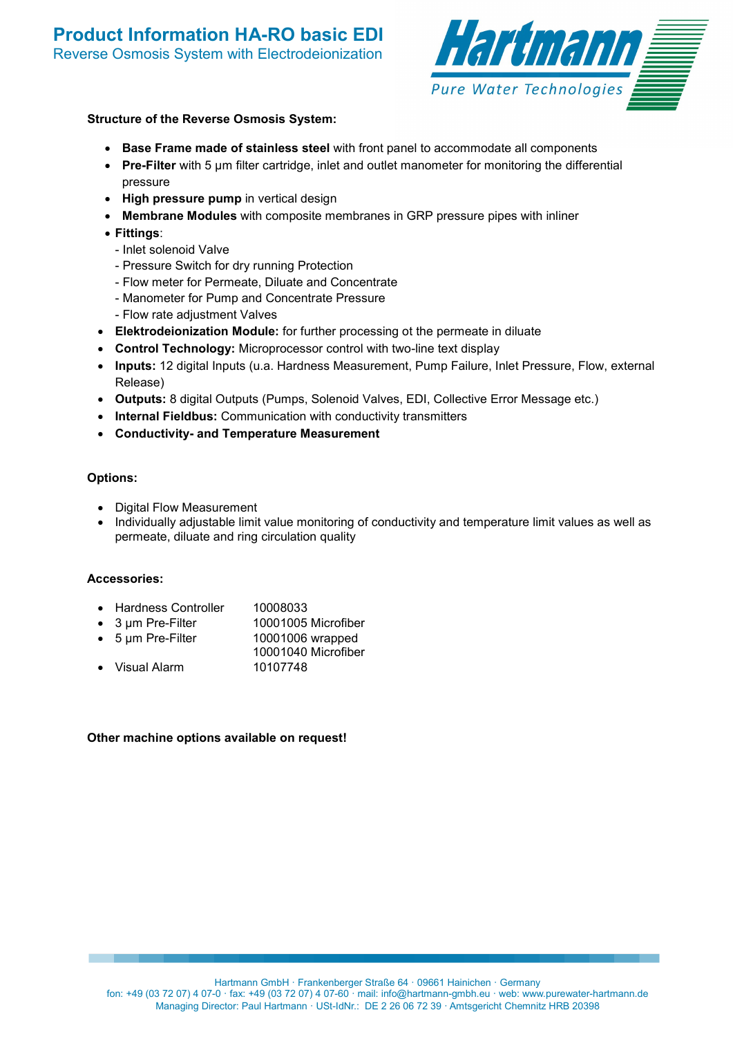# Product Information HA-RO basic EDI

Reverse Osmosis System with Electrodeionization

Hartmann

Pure Water Technologies

**Structure of the Reverse Osmosis System:**

- **Base Frame made of stainless steel** with front panel to accommodate all components
- **Pre-Filter** with 5 µm filter cartridge, inlet and outlet manometer for monitoring the differential pressure
- **High pressure pump** in vertical design
- **Membrane Modules** with composite membranes in GRP pressure pipes with inliner
- **Fittings**:
  - Inlet solenoid Valve
  - Pressure Switch for dry running Protection
  - Flow meter for Permeate, Diluate and Concentrate
  - Manometer for Pump and Concentrate Pressure
  - Flow rate adjustment Valves
- **Elektrodeionization Module:** for further processing ot the permeate in diluate
- **Control Technology:** Microprocessor control with two-line text display
- **Inputs:** 12 digital Inputs (u.a. Hardness Measurement, Pump Failure, Inlet Pressure, Flow, external Release)
- **Outputs:** 8 digital Outputs (Pumps, Solenoid Valves, EDI, Collective Error Message etc.)
- **Internal Fieldbus:** Communication with conductivity transmitters
- **Conductivity- and Temperature Measurement**

**Options:**

- Digital Flow Measurement
- Individually adjustable limit value monitoring of conductivity and temperature limit values as well as permeate, diluate and ring circulation quality

**Accessories:**

| | |
|---|---|
| • Hardness Controller | 10008033 |
| • 3 µm Pre-Filter | 10001005 Microfiber |
| • 5 µm Pre-Filter | 10001006 wrapped |
| | 10001040 Microfiber |
| • Visual Alarm | 10107748 |

**Other machine options available on request!**

Hartmann GmbH · Frankenberger Straße 64 · 09661 Hainichen · Germany
fon: +49 (03 72 07) 4 07-0 · fax: +49 (03 72 07) 4 07-60 · mail: info@hartmann-gmbh.eu · web: www.purewater-hartmann.de
Managing Director: Paul Hartmann · USt-IdNr.: DE 2 26 06 72 39 · Amtsgericht Chemnitz HRB 20398